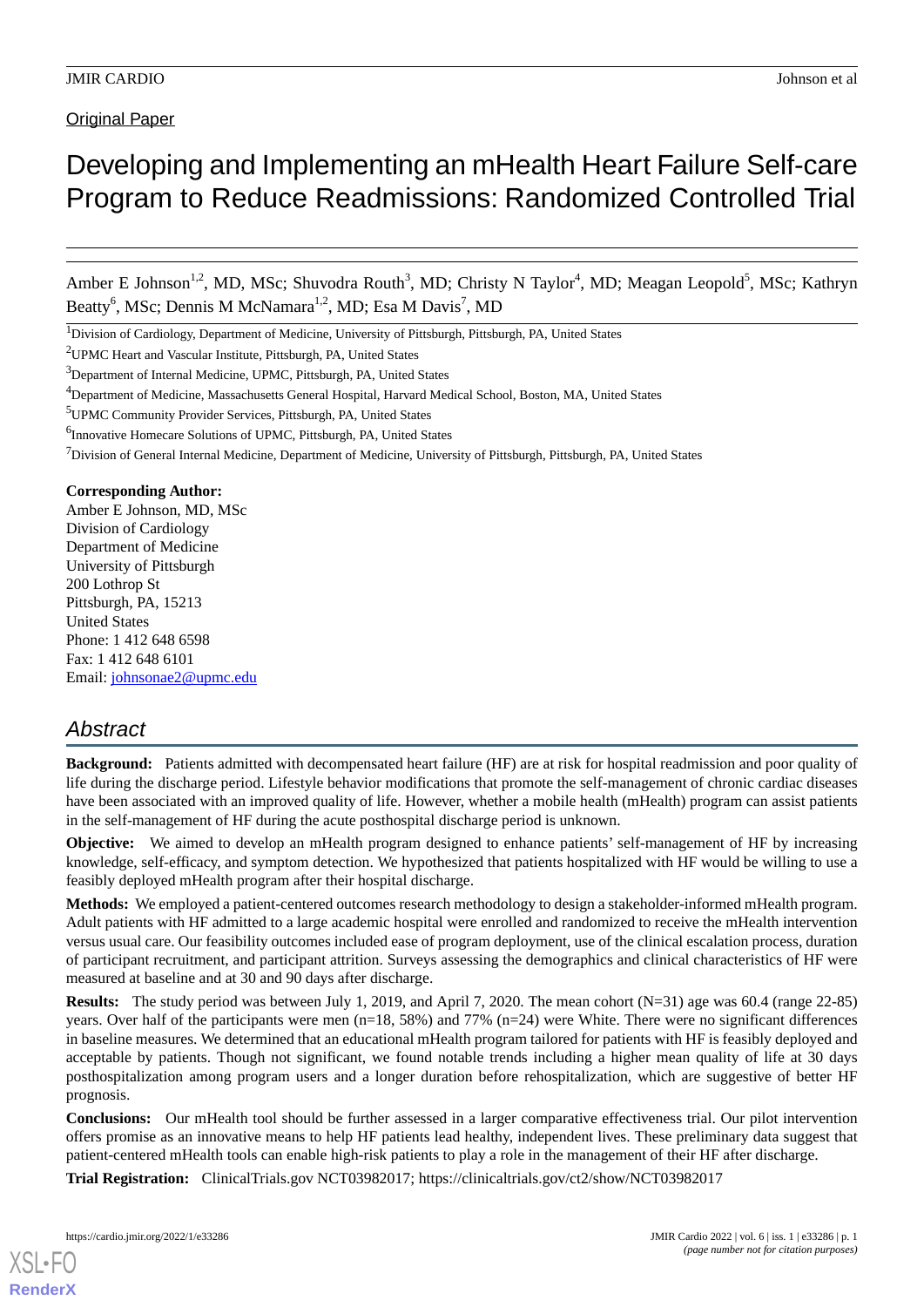Original Paper

# Developing and Implementing an mHealth Heart Failure Self-care Program to Reduce Readmissions: Randomized Controlled Trial

Amber E Johnson[1,2], MD, MSc; Shuvodra Routh[3], MD; Christy N Taylor[4], MD; Meagan Leopold[5], MSc; Kathryn Beatty[6], MSc; Dennis M McNamara[1,2], MD; Esa M Davis[7], MD

[1]Division of Cardiology, Department of Medicine, University of Pittsburgh, Pittsburgh, PA, United States

[2]UPMC Heart and Vascular Institute, Pittsburgh, PA, United States

[3]Department of Internal Medicine, UPMC, Pittsburgh, PA, United States

[4]Department of Medicine, Massachusetts General Hospital, Harvard Medical School, Boston, MA, United States

[5]UPMC Community Provider Services, Pittsburgh, PA, United States

[6]Innovative Homecare Solutions of UPMC, Pittsburgh, PA, United States

[7]Division of General Internal Medicine, Department of Medicine, University of Pittsburgh, Pittsburgh, PA, United States

**Corresponding Author:**
Amber E Johnson, MD, MSc
Division of Cardiology
Department of Medicine
University of Pittsburgh
200 Lothrop St
Pittsburgh, PA, 15213
United States
Phone: 1 412 648 6598
Fax: 1 412 648 6101
Email: johnsonae2@upmc.edu

## *Abstract*

**Background:** Patients admitted with decompensated heart failure (HF) are at risk for hospital readmission and poor quality of life during the discharge period. Lifestyle behavior modifications that promote the self-management of chronic cardiac diseases have been associated with an improved quality of life. However, whether a mobile health (mHealth) program can assist patients in the self-management of HF during the acute posthospital discharge period is unknown.

**Objective:** We aimed to develop an mHealth program designed to enhance patients' self-management of HF by increasing knowledge, self-efficacy, and symptom detection. We hypothesized that patients hospitalized with HF would be willing to use a feasibly deployed mHealth program after their hospital discharge.

**Methods:** We employed a patient-centered outcomes research methodology to design a stakeholder-informed mHealth program. Adult patients with HF admitted to a large academic hospital were enrolled and randomized to receive the mHealth intervention versus usual care. Our feasibility outcomes included ease of program deployment, use of the clinical escalation process, duration of participant recruitment, and participant attrition. Surveys assessing the demographics and clinical characteristics of HF were measured at baseline and at 30 and 90 days after discharge.

**Results:** The study period was between July 1, 2019, and April 7, 2020. The mean cohort (N=31) age was 60.4 (range 22-85) years. Over half of the participants were men (n=18, 58%) and 77% (n=24) were White. There were no significant differences in baseline measures. We determined that an educational mHealth program tailored for patients with HF is feasibly deployed and acceptable by patients. Though not significant, we found notable trends including a higher mean quality of life at 30 days posthospitalization among program users and a longer duration before rehospitalization, which are suggestive of better HF prognosis.

**Conclusions:** Our mHealth tool should be further assessed in a larger comparative effectiveness trial. Our pilot intervention offers promise as an innovative means to help HF patients lead healthy, independent lives. These preliminary data suggest that patient-centered mHealth tools can enable high-risk patients to play a role in the management of their HF after discharge.

**Trial Registration:** ClinicalTrials.gov NCT03982017; https://clinicaltrials.gov/ct2/show/NCT03982017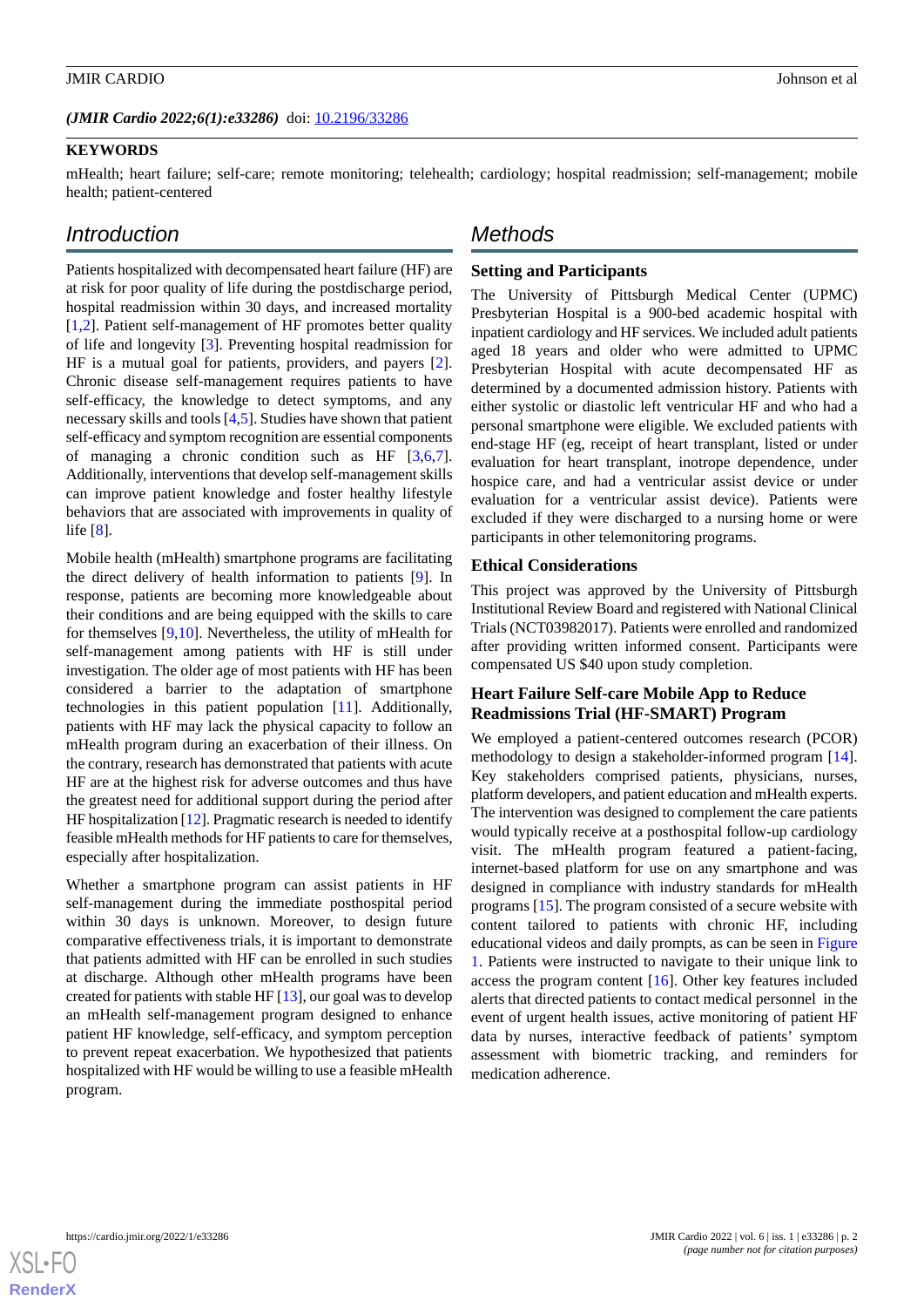*(JMIR Cardio 2022;6(1):e33286)* doi: 10.2196/33286

**KEYWORDS**

mHealth; heart failure; self-care; remote monitoring; telehealth; cardiology; hospital readmission; self-management; mobile health; patient-centered

## Introduction

Patients hospitalized with decompensated heart failure (HF) are at risk for poor quality of life during the postdischarge period, hospital readmission within 30 days, and increased mortality [1,2]. Patient self-management of HF promotes better quality of life and longevity [3]. Preventing hospital readmission for HF is a mutual goal for patients, providers, and payers [2]. Chronic disease self-management requires patients to have self-efficacy, the knowledge to detect symptoms, and any necessary skills and tools [4,5]. Studies have shown that patient self-efficacy and symptom recognition are essential components of managing a chronic condition such as HF [3,6,7]. Additionally, interventions that develop self-management skills can improve patient knowledge and foster healthy lifestyle behaviors that are associated with improvements in quality of life [8].

Mobile health (mHealth) smartphone programs are facilitating the direct delivery of health information to patients [9]. In response, patients are becoming more knowledgeable about their conditions and are being equipped with the skills to care for themselves [9,10]. Nevertheless, the utility of mHealth for self-management among patients with HF is still under investigation. The older age of most patients with HF has been considered a barrier to the adaptation of smartphone technologies in this patient population [11]. Additionally, patients with HF may lack the physical capacity to follow an mHealth program during an exacerbation of their illness. On the contrary, research has demonstrated that patients with acute HF are at the highest risk for adverse outcomes and thus have the greatest need for additional support during the period after HF hospitalization [12]. Pragmatic research is needed to identify feasible mHealth methods for HF patients to care for themselves, especially after hospitalization.

Whether a smartphone program can assist patients in HF self-management during the immediate posthospital period within 30 days is unknown. Moreover, to design future comparative effectiveness trials, it is important to demonstrate that patients admitted with HF can be enrolled in such studies at discharge. Although other mHealth programs have been created for patients with stable HF [13], our goal was to develop an mHealth self-management program designed to enhance patient HF knowledge, self-efficacy, and symptom perception to prevent repeat exacerbation. We hypothesized that patients hospitalized with HF would be willing to use a feasible mHealth program.

## Methods

### Setting and Participants

The University of Pittsburgh Medical Center (UPMC) Presbyterian Hospital is a 900-bed academic hospital with inpatient cardiology and HF services. We included adult patients aged 18 years and older who were admitted to UPMC Presbyterian Hospital with acute decompensated HF as determined by a documented admission history. Patients with either systolic or diastolic left ventricular HF and who had a personal smartphone were eligible. We excluded patients with end-stage HF (eg, receipt of heart transplant, listed or under evaluation for heart transplant, inotrope dependence, under hospice care, and had a ventricular assist device or under evaluation for a ventricular assist device). Patients were excluded if they were discharged to a nursing home or were participants in other telemonitoring programs.

### Ethical Considerations

This project was approved by the University of Pittsburgh Institutional Review Board and registered with National Clinical Trials (NCT03982017). Patients were enrolled and randomized after providing written informed consent. Participants were compensated US $40 upon study completion.

### Heart Failure Self-care Mobile App to Reduce Readmissions Trial (HF-SMART) Program

We employed a patient-centered outcomes research (PCOR) methodology to design a stakeholder-informed program [14]. Key stakeholders comprised patients, physicians, nurses, platform developers, and patient education and mHealth experts. The intervention was designed to complement the care patients would typically receive at a posthospital follow-up cardiology visit. The mHealth program featured a patient-facing, internet-based platform for use on any smartphone and was designed in compliance with industry standards for mHealth programs [15]. The program consisted of a secure website with content tailored to patients with chronic HF, including educational videos and daily prompts, as can be seen in Figure 1. Patients were instructed to navigate to their unique link to access the program content [16]. Other key features included alerts that directed patients to contact medical personnel in the event of urgent health issues, active monitoring of patient HF data by nurses, interactive feedback of patients' symptom assessment with biometric tracking, and reminders for medication adherence.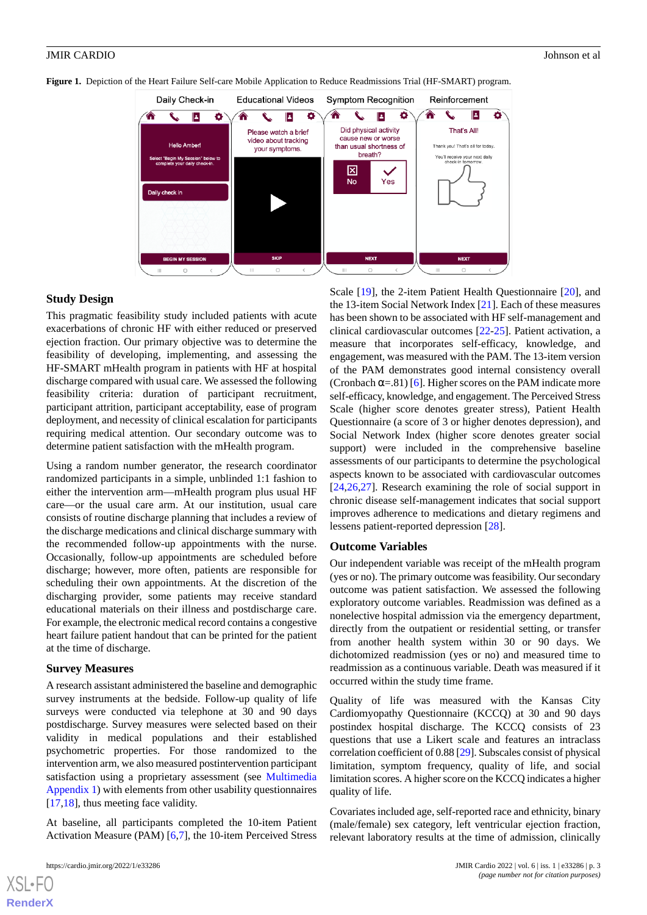**Figure 1.** Depiction of the Heart Failure Self-care Mobile Application to Reduce Readmissions Trial (HF-SMART) program.

### Study Design

This pragmatic feasibility study included patients with acute exacerbations of chronic HF with either reduced or preserved ejection fraction. Our primary objective was to determine the feasibility of developing, implementing, and assessing the HF-SMART mHealth program in patients with HF at hospital discharge compared with usual care. We assessed the following feasibility criteria: duration of participant recruitment, participant attrition, participant acceptability, ease of program deployment, and necessity of clinical escalation for participants requiring medical attention. Our secondary outcome was to determine patient satisfaction with the mHealth program.

Using a random number generator, the research coordinator randomized participants in a simple, unblinded 1:1 fashion to either the intervention arm—mHealth program plus usual HF care—or the usual care arm. At our institution, usual care consists of routine discharge planning that includes a review of the discharge medications and clinical discharge summary with the recommended follow-up appointments with the nurse. Occasionally, follow-up appointments are scheduled before discharge; however, more often, patients are responsible for scheduling their own appointments. At the discretion of the discharging provider, some patients may receive standard educational materials on their illness and postdischarge care. For example, the electronic medical record contains a congestive heart failure patient handout that can be printed for the patient at the time of discharge.

### Survey Measures

A research assistant administered the baseline and demographic survey instruments at the bedside. Follow-up quality of life surveys were conducted via telephone at 30 and 90 days postdischarge. Survey measures were selected based on their validity in medical populations and their established psychometric properties. For those randomized to the intervention arm, we also measured postintervention participant satisfaction using a proprietary assessment (see Multimedia Appendix 1) with elements from other usability questionnaires [17,18], thus meeting face validity.

At baseline, all participants completed the 10-item Patient Activation Measure (PAM) [6,7], the 10-item Perceived Stress Scale [19], the 2-item Patient Health Questionnaire [20], and the 13-item Social Network Index [21]. Each of these measures has been shown to be associated with HF self-management and clinical cardiovascular outcomes [22-25]. Patient activation, a measure that incorporates self-efficacy, knowledge, and engagement, was measured with the PAM. The 13-item version of the PAM demonstrates good internal consistency overall (Cronbach $\alpha$=.81) [6]. Higher scores on the PAM indicate more self-efficacy, knowledge, and engagement. The Perceived Stress Scale (higher score denotes greater stress), Patient Health Questionnaire (a score of 3 or higher denotes depression), and Social Network Index (higher score denotes greater social support) were included in the comprehensive baseline assessments of our participants to determine the psychological aspects known to be associated with cardiovascular outcomes [24,26,27]. Research examining the role of social support in chronic disease self-management indicates that social support improves adherence to medications and dietary regimens and lessens patient-reported depression [28].

### Outcome Variables

Our independent variable was receipt of the mHealth program (yes or no). The primary outcome was feasibility. Our secondary outcome was patient satisfaction. We assessed the following exploratory outcome variables. Readmission was defined as a nonelective hospital admission via the emergency department, directly from the outpatient or residential setting, or transfer from another health system within 30 or 90 days. We dichotomized readmission (yes or no) and measured time to readmission as a continuous variable. Death was measured if it occurred within the study time frame.

Quality of life was measured with the Kansas City Cardiomyopathy Questionnaire (KCCQ) at 30 and 90 days postindex hospital discharge. The KCCQ consists of 23 questions that use a Likert scale and features an intraclass correlation coefficient of 0.88 [29]. Subscales consist of physical limitation, symptom frequency, quality of life, and social limitation scores. A higher score on the KCCQ indicates a higher quality of life.

Covariates included age, self-reported race and ethnicity, binary (male/female) sex category, left ventricular ejection fraction, relevant laboratory results at the time of admission, clinically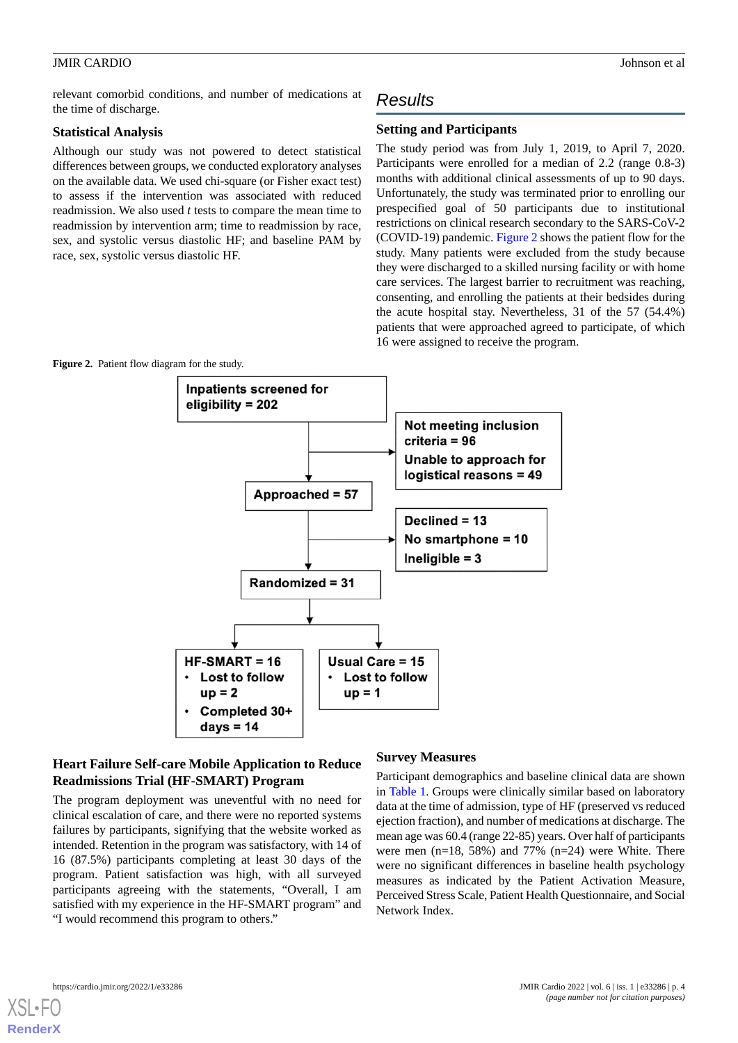relevant comorbid conditions, and number of medications at the time of discharge.

### Statistical Analysis

Although our study was not powered to detect statistical differences between groups, we conducted exploratory analyses on the available data. We used chi-square (or Fisher exact test) to assess if the intervention was associated with reduced readmission. We also used *t* tests to compare the mean time to readmission by intervention arm; time to readmission by race, sex, and systolic versus diastolic HF; and baseline PAM by race, sex, systolic versus diastolic HF.

## Results

### Setting and Participants

The study period was from July 1, 2019, to April 7, 2020. Participants were enrolled for a median of 2.2 (range 0.8-3) months with additional clinical assessments of up to 90 days. Unfortunately, the study was terminated prior to enrolling our prespecified goal of 50 participants due to institutional restrictions on clinical research secondary to the SARS-CoV-2 (COVID-19) pandemic. Figure 2 shows the patient flow for the study. Many patients were excluded from the study because they were discharged to a skilled nursing facility or with home care services. The largest barrier to recruitment was reaching, consenting, and enrolling the patients at their bedsides during the acute hospital stay. Nevertheless, 31 of the 57 (54.4%) patients that were approached agreed to participate, of which 16 were assigned to receive the program.

**Figure 2.** Patient flow diagram for the study.

Inpatients screened for eligibility = 202

Not meeting inclusion criteria = 96
Unable to approach for logistical reasons = 49

Approached = 57

Declined = 13
No smartphone = 10
Ineligible = 3

Randomized = 31

HF-SMART = 16
- Lost to follow up = 2
- Completed 30+ days = 14

Usual Care = 15
- Lost to follow up = 1

### Heart Failure Self-care Mobile Application to Reduce Readmissions Trial (HF-SMART) Program

The program deployment was uneventful with no need for clinical escalation of care, and there were no reported systems failures by participants, signifying that the website worked as intended. Retention in the program was satisfactory, with 14 of 16 (87.5%) participants completing at least 30 days of the program. Patient satisfaction was high, with all surveyed participants agreeing with the statements, "Overall, I am satisfied with my experience in the HF-SMART program" and "I would recommend this program to others."

### Survey Measures

Participant demographics and baseline clinical data are shown in Table 1. Groups were clinically similar based on laboratory data at the time of admission, type of HF (preserved vs reduced ejection fraction), and number of medications at discharge. The mean age was 60.4 (range 22-85) years. Over half of participants were men (n=18, 58%) and 77% (n=24) were White. There were no significant differences in baseline health psychology measures as indicated by the Patient Activation Measure, Perceived Stress Scale, Patient Health Questionnaire, and Social Network Index.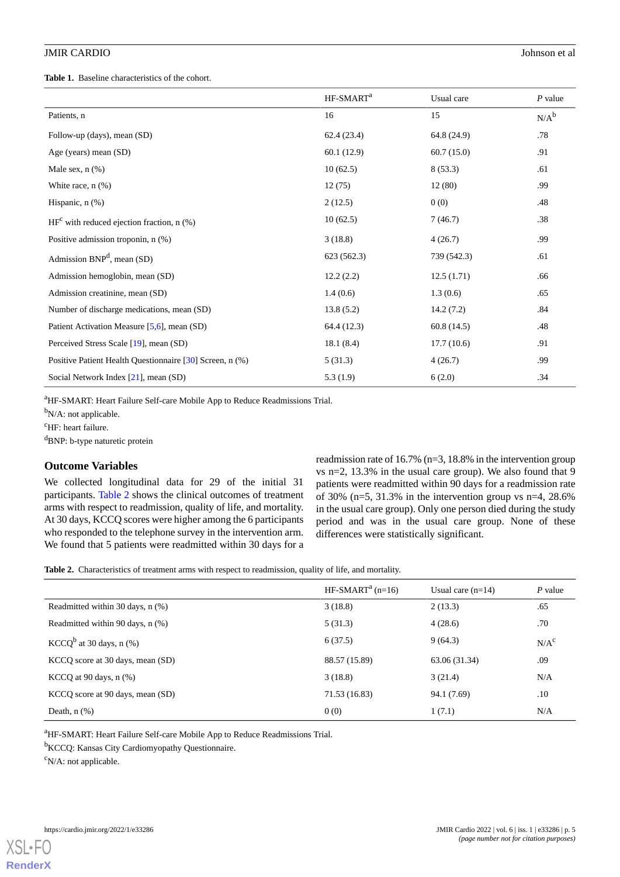**Table 1.** Baseline characteristics of the cohort.

| | HF-SMART[a] | Usual care | *P* value |
|---|---|---|---|
| Patients, n | 16 | 15 | N/A[b] |
| Follow-up (days), mean (SD) | 62.4 (23.4) | 64.8 (24.9) | .78 |
| Age (years) mean (SD) | 60.1 (12.9) | 60.7 (15.0) | .91 |
| Male sex, n (%) | 10 (62.5) | 8 (53.3) | .61 |
| White race, n (%) | 12 (75) | 12 (80) | .99 |
| Hispanic, n (%) | 2 (12.5) | 0 (0) | .48 |
| HF[c] with reduced ejection fraction, n (%) | 10 (62.5) | 7 (46.7) | .38 |
| Positive admission troponin, n (%) | 3 (18.8) | 4 (26.7) | .99 |
| Admission BNP[d], mean (SD) | 623 (562.3) | 739 (542.3) | .61 |
| Admission hemoglobin, mean (SD) | 12.2 (2.2) | 12.5 (1.71) | .66 |
| Admission creatinine, mean (SD) | 1.4 (0.6) | 1.3 (0.6) | .65 |
| Number of discharge medications, mean (SD) | 13.8 (5.2) | 14.2 (7.2) | .84 |
| Patient Activation Measure [5,6], mean (SD) | 64.4 (12.3) | 60.8 (14.5) | .48 |
| Perceived Stress Scale [19], mean (SD) | 18.1 (8.4) | 17.7 (10.6) | .91 |
| Positive Patient Health Questionnaire [30] Screen, n (%) | 5 (31.3) | 4 (26.7) | .99 |
| Social Network Index [21], mean (SD) | 5.3 (1.9) | 6 (2.0) | .34 |

[a]HF-SMART: Heart Failure Self-care Mobile App to Reduce Readmissions Trial.

[b]N/A: not applicable.

[c]HF: heart failure.

[d]BNP: b-type naturetic protein

### Outcome Variables

We collected longitudinal data for 29 of the initial 31 participants. Table 2 shows the clinical outcomes of treatment arms with respect to readmission, quality of life, and mortality. At 30 days, KCCQ scores were higher among the 6 participants who responded to the telephone survey in the intervention arm. We found that 5 patients were readmitted within 30 days for a readmission rate of 16.7% (n=3, 18.8% in the intervention group vs n=2, 13.3% in the usual care group). We also found that 9 patients were readmitted within 90 days for a readmission rate of 30% (n=5, 31.3% in the intervention group vs n=4, 28.6% in the usual care group). Only one person died during the study period and was in the usual care group. None of these differences were statistically significant.

**Table 2.** Characteristics of treatment arms with respect to readmission, quality of life, and mortality.

| | HF-SMART[a] (n=16) | Usual care (n=14) | *P* value |
|---|---|---|---|
| Readmitted within 30 days, n (%) | 3 (18.8) | 2 (13.3) | .65 |
| Readmitted within 90 days, n (%) | 5 (31.3) | 4 (28.6) | .70 |
| KCCQ[b] at 30 days, n (%) | 6 (37.5) | 9 (64.3) | N/A[c] |
| KCCQ score at 30 days, mean (SD) | 88.57 (15.89) | 63.06 (31.34) | .09 |
| KCCQ at 90 days, n (%) | 3 (18.8) | 3 (21.4) | N/A |
| KCCQ score at 90 days, mean (SD) | 71.53 (16.83) | 94.1 (7.69) | .10 |
| Death, n (%) | 0 (0) | 1 (7.1) | N/A |

[a]HF-SMART: Heart Failure Self-care Mobile App to Reduce Readmissions Trial.

[b]KCCQ: Kansas City Cardiomyopathy Questionnaire.

[c]N/A: not applicable.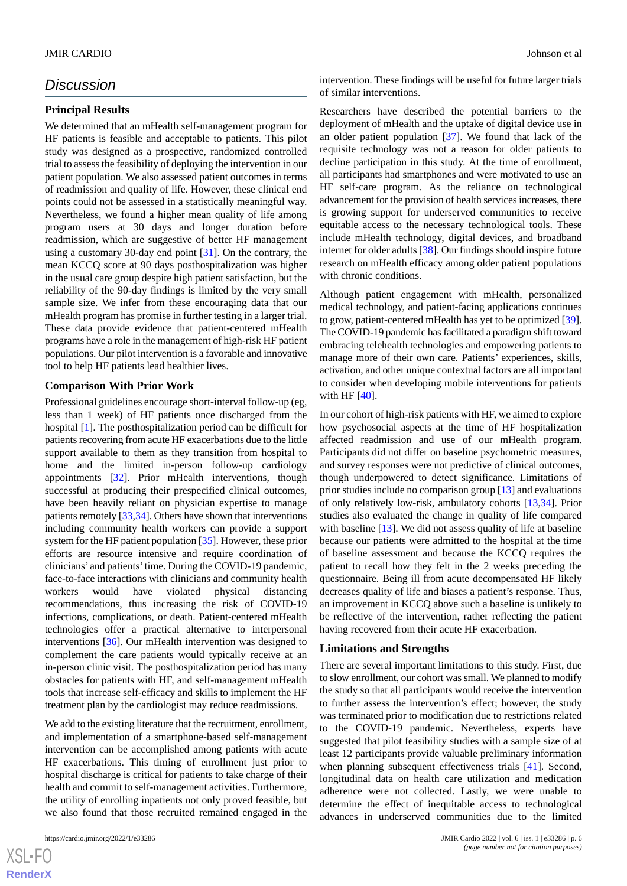## Discussion

### Principal Results

We determined that an mHealth self-management program for HF patients is feasible and acceptable to patients. This pilot study was designed as a prospective, randomized controlled trial to assess the feasibility of deploying the intervention in our patient population. We also assessed patient outcomes in terms of readmission and quality of life. However, these clinical end points could not be assessed in a statistically meaningful way. Nevertheless, we found a higher mean quality of life among program users at 30 days and longer duration before readmission, which are suggestive of better HF management using a customary 30-day end point [31]. On the contrary, the mean KCCQ score at 90 days posthospitalization was higher in the usual care group despite high patient satisfaction, but the reliability of the 90-day findings is limited by the very small sample size. We infer from these encouraging data that our mHealth program has promise in further testing in a larger trial. These data provide evidence that patient-centered mHealth programs have a role in the management of high-risk HF patient populations. Our pilot intervention is a favorable and innovative tool to help HF patients lead healthier lives.

### Comparison With Prior Work

Professional guidelines encourage short-interval follow-up (eg, less than 1 week) of HF patients once discharged from the hospital [1]. The posthospitalization period can be difficult for patients recovering from acute HF exacerbations due to the little support available to them as they transition from hospital to home and the limited in-person follow-up cardiology appointments [32]. Prior mHealth interventions, though successful at producing their prespecified clinical outcomes, have been heavily reliant on physician expertise to manage patients remotely [33,34]. Others have shown that interventions including community health workers can provide a support system for the HF patient population [35]. However, these prior efforts are resource intensive and require coordination of clinicians' and patients' time. During the COVID-19 pandemic, face-to-face interactions with clinicians and community health workers would have violated physical distancing recommendations, thus increasing the risk of COVID-19 infections, complications, or death. Patient-centered mHealth technologies offer a practical alternative to interpersonal interventions [36]. Our mHealth intervention was designed to complement the care patients would typically receive at an in-person clinic visit. The posthospitalization period has many obstacles for patients with HF, and self-management mHealth tools that increase self-efficacy and skills to implement the HF treatment plan by the cardiologist may reduce readmissions.

We add to the existing literature that the recruitment, enrollment, and implementation of a smartphone-based self-management intervention can be accomplished among patients with acute HF exacerbations. This timing of enrollment just prior to hospital discharge is critical for patients to take charge of their health and commit to self-management activities. Furthermore, the utility of enrolling inpatients not only proved feasible, but we also found that those recruited remained engaged in the intervention. These findings will be useful for future larger trials of similar interventions.

Researchers have described the potential barriers to the deployment of mHealth and the uptake of digital device use in an older patient population [37]. We found that lack of the requisite technology was not a reason for older patients to decline participation in this study. At the time of enrollment, all participants had smartphones and were motivated to use an HF self-care program. As the reliance on technological advancement for the provision of health services increases, there is growing support for underserved communities to receive equitable access to the necessary technological tools. These include mHealth technology, digital devices, and broadband internet for older adults [38]. Our findings should inspire future research on mHealth efficacy among older patient populations with chronic conditions.

Although patient engagement with mHealth, personalized medical technology, and patient-facing applications continues to grow, patient-centered mHealth has yet to be optimized [39]. The COVID-19 pandemic has facilitated a paradigm shift toward embracing telehealth technologies and empowering patients to manage more of their own care. Patients' experiences, skills, activation, and other unique contextual factors are all important to consider when developing mobile interventions for patients with HF [40].

In our cohort of high-risk patients with HF, we aimed to explore how psychosocial aspects at the time of HF hospitalization affected readmission and use of our mHealth program. Participants did not differ on baseline psychometric measures, and survey responses were not predictive of clinical outcomes, though underpowered to detect significance. Limitations of prior studies include no comparison group [13] and evaluations of only relatively low-risk, ambulatory cohorts [13,34]. Prior studies also evaluated the change in quality of life compared with baseline [13]. We did not assess quality of life at baseline because our patients were admitted to the hospital at the time of baseline assessment and because the KCCQ requires the patient to recall how they felt in the 2 weeks preceding the questionnaire. Being ill from acute decompensated HF likely decreases quality of life and biases a patient's response. Thus, an improvement in KCCQ above such a baseline is unlikely to be reflective of the intervention, rather reflecting the patient having recovered from their acute HF exacerbation.

### Limitations and Strengths

There are several important limitations to this study. First, due to slow enrollment, our cohort was small. We planned to modify the study so that all participants would receive the intervention to further assess the intervention's effect; however, the study was terminated prior to modification due to restrictions related to the COVID-19 pandemic. Nevertheless, experts have suggested that pilot feasibility studies with a sample size of at least 12 participants provide valuable preliminary information when planning subsequent effectiveness trials [41]. Second, longitudinal data on health care utilization and medication adherence were not collected. Lastly, we were unable to determine the effect of inequitable access to technological advances in underserved communities due to the limited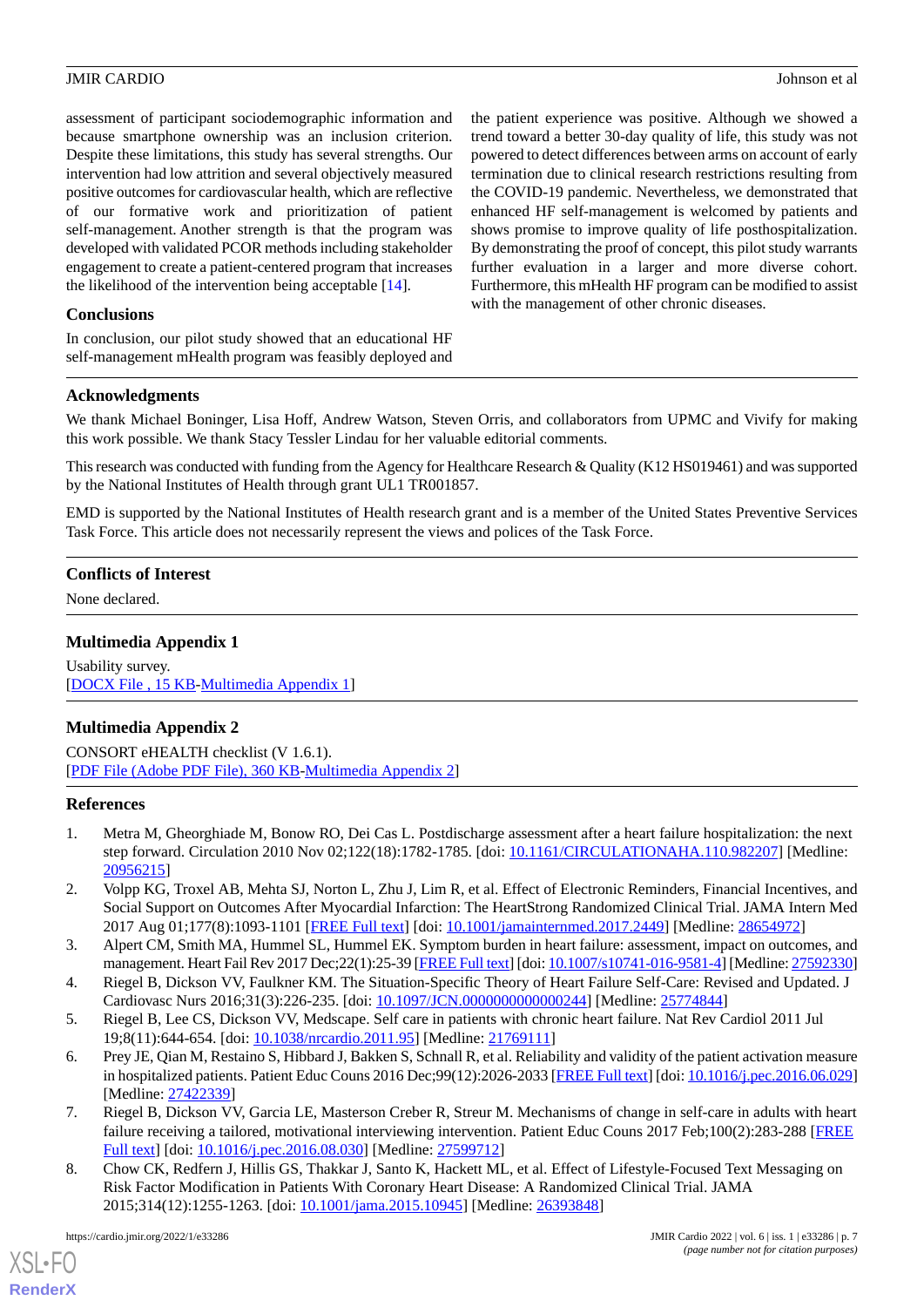assessment of participant sociodemographic information and because smartphone ownership was an inclusion criterion. Despite these limitations, this study has several strengths. Our intervention had low attrition and several objectively measured positive outcomes for cardiovascular health, which are reflective of our formative work and prioritization of patient self-management. Another strength is that the program was developed with validated PCOR methods including stakeholder engagement to create a patient-centered program that increases the likelihood of the intervention being acceptable [14].

### Conclusions

In conclusion, our pilot study showed that an educational HF self-management mHealth program was feasibly deployed and the patient experience was positive. Although we showed a trend toward a better 30-day quality of life, this study was not powered to detect differences between arms on account of early termination due to clinical research restrictions resulting from the COVID-19 pandemic. Nevertheless, we demonstrated that enhanced HF self-management is welcomed by patients and shows promise to improve quality of life posthospitalization. By demonstrating the proof of concept, this pilot study warrants further evaluation in a larger and more diverse cohort. Furthermore, this mHealth HF program can be modified to assist with the management of other chronic diseases.

## Acknowledgments

We thank Michael Boninger, Lisa Hoff, Andrew Watson, Steven Orris, and collaborators from UPMC and Vivify for making this work possible. We thank Stacy Tessler Lindau for her valuable editorial comments.

This research was conducted with funding from the Agency for Healthcare Research & Quality (K12 HS019461) and was supported by the National Institutes of Health through grant UL1 TR001857.

EMD is supported by the National Institutes of Health research grant and is a member of the United States Preventive Services Task Force. This article does not necessarily represent the views and polices of the Task Force.

## Conflicts of Interest

None declared.

## Multimedia Appendix 1

Usability survey.
[DOCX File , 15 KB-Multimedia Appendix 1]

## Multimedia Appendix 2

CONSORT eHEALTH checklist (V 1.6.1).
[PDF File (Adobe PDF File), 360 KB-Multimedia Appendix 2]

## References

1. Metra M, Gheorghiade M, Bonow RO, Dei Cas L. Postdischarge assessment after a heart failure hospitalization: the next step forward. Circulation 2010 Nov 02;122(18):1782-1785. [doi: 10.1161/CIRCULATIONAHA.110.982207] [Medline: 20956215]
2. Volpp KG, Troxel AB, Mehta SJ, Norton L, Zhu J, Lim R, et al. Effect of Electronic Reminders, Financial Incentives, and Social Support on Outcomes After Myocardial Infarction: The HeartStrong Randomized Clinical Trial. JAMA Intern Med 2017 Aug 01;177(8):1093-1101 [FREE Full text] [doi: 10.1001/jamainternmed.2017.2449] [Medline: 28654972]
3. Alpert CM, Smith MA, Hummel SL, Hummel EK. Symptom burden in heart failure: assessment, impact on outcomes, and management. Heart Fail Rev 2017 Dec;22(1):25-39 [FREE Full text] [doi: 10.1007/s10741-016-9581-4] [Medline: 27592330]
4. Riegel B, Dickson VV, Faulkner KM. The Situation-Specific Theory of Heart Failure Self-Care: Revised and Updated. J Cardiovasc Nurs 2016;31(3):226-235. [doi: 10.1097/JCN.0000000000000244] [Medline: 25774844]
5. Riegel B, Lee CS, Dickson VV, Medscape. Self care in patients with chronic heart failure. Nat Rev Cardiol 2011 Jul 19;8(11):644-654. [doi: 10.1038/nrcardio.2011.95] [Medline: 21769111]
6. Prey JE, Qian M, Restaino S, Hibbard J, Bakken S, Schnall R, et al. Reliability and validity of the patient activation measure in hospitalized patients. Patient Educ Couns 2016 Dec;99(12):2026-2033 [FREE Full text] [doi: 10.1016/j.pec.2016.06.029] [Medline: 27422339]
7. Riegel B, Dickson VV, Garcia LE, Masterson Creber R, Streur M. Mechanisms of change in self-care in adults with heart failure receiving a tailored, motivational interviewing intervention. Patient Educ Couns 2017 Feb;100(2):283-288 [FREE Full text] [doi: 10.1016/j.pec.2016.08.030] [Medline: 27599712]
8. Chow CK, Redfern J, Hillis GS, Thakkar J, Santo K, Hackett ML, et al. Effect of Lifestyle-Focused Text Messaging on Risk Factor Modification in Patients With Coronary Heart Disease: A Randomized Clinical Trial. JAMA 2015;314(12):1255-1263. [doi: 10.1001/jama.2015.10945] [Medline: 26393848]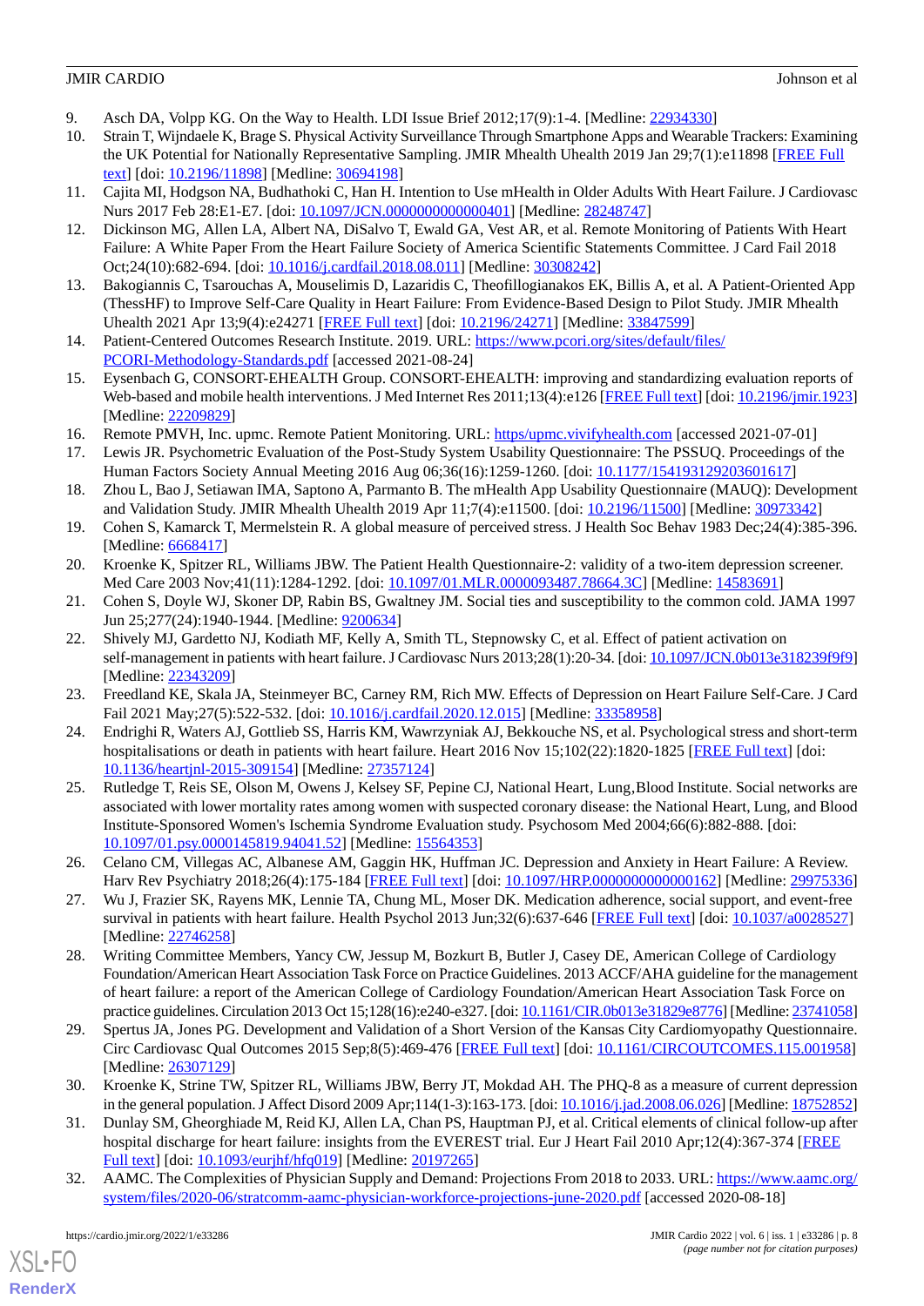9. Asch DA, Volpp KG. On the Way to Health. LDI Issue Brief 2012;17(9):1-4. [Medline: 22934330]
10. Strain T, Wijndaele K, Brage S. Physical Activity Surveillance Through Smartphone Apps and Wearable Trackers: Examining the UK Potential for Nationally Representative Sampling. JMIR Mhealth Uhealth 2019 Jan 29;7(1):e11898 [FREE Full text] [doi: 10.2196/11898] [Medline: 30694198]
11. Cajita MI, Hodgson NA, Budhathoki C, Han H. Intention to Use mHealth in Older Adults With Heart Failure. J Cardiovasc Nurs 2017 Feb 28:E1-E7. [doi: 10.1097/JCN.0000000000000401] [Medline: 28248747]
12. Dickinson MG, Allen LA, Albert NA, DiSalvo T, Ewald GA, Vest AR, et al. Remote Monitoring of Patients With Heart Failure: A White Paper From the Heart Failure Society of America Scientific Statements Committee. J Card Fail 2018 Oct;24(10):682-694. [doi: 10.1016/j.cardfail.2018.08.011] [Medline: 30308242]
13. Bakogiannis C, Tsarouchas A, Mouselimis D, Lazaridis C, Theofillogianakos EK, Billis A, et al. A Patient-Oriented App (ThessHF) to Improve Self-Care Quality in Heart Failure: From Evidence-Based Design to Pilot Study. JMIR Mhealth Uhealth 2021 Apr 13;9(4):e24271 [FREE Full text] [doi: 10.2196/24271] [Medline: 33847599]
14. Patient-Centered Outcomes Research Institute. 2019. URL: https://www.pcori.org/sites/default/files/PCORI-Methodology-Standards.pdf [accessed 2021-08-24]
15. Eysenbach G, CONSORT-EHEALTH Group. CONSORT-EHEALTH: improving and standardizing evaluation reports of Web-based and mobile health interventions. J Med Internet Res 2011;13(4):e126 [FREE Full text] [doi: 10.2196/jmir.1923] [Medline: 22209829]
16. Remote PMVH, Inc. upmc. Remote Patient Monitoring. URL: https/upmc.vivifyhealth.com [accessed 2021-07-01]
17. Lewis JR. Psychometric Evaluation of the Post-Study System Usability Questionnaire: The PSSUQ. Proceedings of the Human Factors Society Annual Meeting 2016 Aug 06;36(16):1259-1260. [doi: 10.1177/154193129203601617]
18. Zhou L, Bao J, Setiawan IMA, Saptono A, Parmanto B. The mHealth App Usability Questionnaire (MAUQ): Development and Validation Study. JMIR Mhealth Uhealth 2019 Apr 11;7(4):e11500. [doi: 10.2196/11500] [Medline: 30973342]
19. Cohen S, Kamarck T, Mermelstein R. A global measure of perceived stress. J Health Soc Behav 1983 Dec;24(4):385-396. [Medline: 6668417]
20. Kroenke K, Spitzer RL, Williams JBW. The Patient Health Questionnaire-2: validity of a two-item depression screener. Med Care 2003 Nov;41(11):1284-1292. [doi: 10.1097/01.MLR.0000093487.78664.3C] [Medline: 14583691]
21. Cohen S, Doyle WJ, Skoner DP, Rabin BS, Gwaltney JM. Social ties and susceptibility to the common cold. JAMA 1997 Jun 25;277(24):1940-1944. [Medline: 9200634]
22. Shively MJ, Gardetto NJ, Kodiath MF, Kelly A, Smith TL, Stepnowsky C, et al. Effect of patient activation on self-management in patients with heart failure. J Cardiovasc Nurs 2013;28(1):20-34. [doi: 10.1097/JCN.0b013e318239f9f9] [Medline: 22343209]
23. Freedland KE, Skala JA, Steinmeyer BC, Carney RM, Rich MW. Effects of Depression on Heart Failure Self-Care. J Card Fail 2021 May;27(5):522-532. [doi: 10.1016/j.cardfail.2020.12.015] [Medline: 33358958]
24. Endrighi R, Waters AJ, Gottlieb SS, Harris KM, Wawrzyniak AJ, Bekkouche NS, et al. Psychological stress and short-term hospitalisations or death in patients with heart failure. Heart 2016 Nov 15;102(22):1820-1825 [FREE Full text] [doi: 10.1136/heartjnl-2015-309154] [Medline: 27357124]
25. Rutledge T, Reis SE, Olson M, Owens J, Kelsey SF, Pepine CJ, National Heart, Lung,Blood Institute. Social networks are associated with lower mortality rates among women with suspected coronary disease: the National Heart, Lung, and Blood Institute-Sponsored Women's Ischemia Syndrome Evaluation study. Psychosom Med 2004;66(6):882-888. [doi: 10.1097/01.psy.0000145819.94041.52] [Medline: 15564353]
26. Celano CM, Villegas AC, Albanese AM, Gaggin HK, Huffman JC. Depression and Anxiety in Heart Failure: A Review. Harv Rev Psychiatry 2018;26(4):175-184 [FREE Full text] [doi: 10.1097/HRP.0000000000000162] [Medline: 29975336]
27. Wu J, Frazier SK, Rayens MK, Lennie TA, Chung ML, Moser DK. Medication adherence, social support, and event-free survival in patients with heart failure. Health Psychol 2013 Jun;32(6):637-646 [FREE Full text] [doi: 10.1037/a0028527] [Medline: 22746258]
28. Writing Committee Members, Yancy CW, Jessup M, Bozkurt B, Butler J, Casey DE, American College of Cardiology Foundation/American Heart Association Task Force on Practice Guidelines. 2013 ACCF/AHA guideline for the management of heart failure: a report of the American College of Cardiology Foundation/American Heart Association Task Force on practice guidelines. Circulation 2013 Oct 15;128(16):e240-e327. [doi: 10.1161/CIR.0b013e31829e8776] [Medline: 23741058]
29. Spertus JA, Jones PG. Development and Validation of a Short Version of the Kansas City Cardiomyopathy Questionnaire. Circ Cardiovasc Qual Outcomes 2015 Sep;8(5):469-476 [FREE Full text] [doi: 10.1161/CIRCOUTCOMES.115.001958] [Medline: 26307129]
30. Kroenke K, Strine TW, Spitzer RL, Williams JBW, Berry JT, Mokdad AH. The PHQ-8 as a measure of current depression in the general population. J Affect Disord 2009 Apr;114(1-3):163-173. [doi: 10.1016/j.jad.2008.06.026] [Medline: 18752852]
31. Dunlay SM, Gheorghiade M, Reid KJ, Allen LA, Chan PS, Hauptman PJ, et al. Critical elements of clinical follow-up after hospital discharge for heart failure: insights from the EVEREST trial. Eur J Heart Fail 2010 Apr;12(4):367-374 [FREE Full text] [doi: 10.1093/eurjhf/hfq019] [Medline: 20197265]
32. AAMC. The Complexities of Physician Supply and Demand: Projections From 2018 to 2033. URL: https://www.aamc.org/system/files/2020-06/stratcomm-aamc-physician-workforce-projections-june-2020.pdf [accessed 2020-08-18]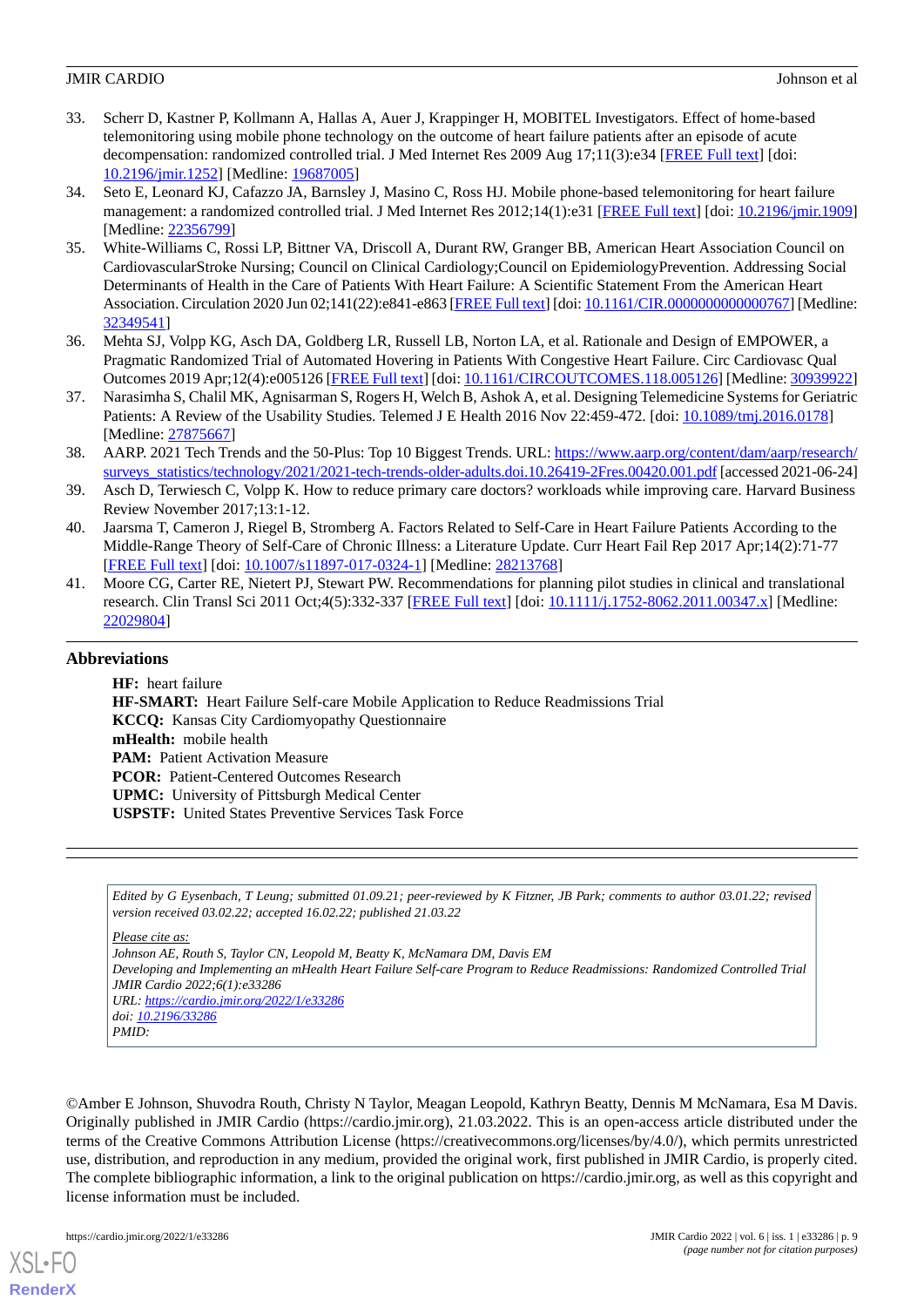33. Scherr D, Kastner P, Kollmann A, Hallas A, Auer J, Krappinger H, MOBITEL Investigators. Effect of home-based telemonitoring using mobile phone technology on the outcome of heart failure patients after an episode of acute decompensation: randomized controlled trial. J Med Internet Res 2009 Aug 17;11(3):e34 [FREE Full text] [doi: 10.2196/jmir.1252] [Medline: 19687005]
34. Seto E, Leonard KJ, Cafazzo JA, Barnsley J, Masino C, Ross HJ. Mobile phone-based telemonitoring for heart failure management: a randomized controlled trial. J Med Internet Res 2012;14(1):e31 [FREE Full text] [doi: 10.2196/jmir.1909] [Medline: 22356799]
35. White-Williams C, Rossi LP, Bittner VA, Driscoll A, Durant RW, Granger BB, American Heart Association Council on CardiovascularStroke Nursing; Council on Clinical Cardiology;Council on EpidemiologyPrevention. Addressing Social Determinants of Health in the Care of Patients With Heart Failure: A Scientific Statement From the American Heart Association. Circulation 2020 Jun 02;141(22):e841-e863 [FREE Full text] [doi: 10.1161/CIR.0000000000000767] [Medline: 32349541]
36. Mehta SJ, Volpp KG, Asch DA, Goldberg LR, Russell LB, Norton LA, et al. Rationale and Design of EMPOWER, a Pragmatic Randomized Trial of Automated Hovering in Patients With Congestive Heart Failure. Circ Cardiovasc Qual Outcomes 2019 Apr;12(4):e005126 [FREE Full text] [doi: 10.1161/CIRCOUTCOMES.118.005126] [Medline: 30939922]
37. Narasimha S, Chalil MK, Agnisarman S, Rogers H, Welch B, Ashok A, et al. Designing Telemedicine Systems for Geriatric Patients: A Review of the Usability Studies. Telemed J E Health 2016 Nov 22:459-472. [doi: 10.1089/tmj.2016.0178] [Medline: 27875667]
38. AARP. 2021 Tech Trends and the 50-Plus: Top 10 Biggest Trends. URL: https://www.aarp.org/content/dam/aarp/research/surveys_statistics/technology/2021/2021-tech-trends-older-adults.doi.10.26419-2Fres.00420.001.pdf [accessed 2021-06-24]
39. Asch D, Terwiesch C, Volpp K. How to reduce primary care doctors? workloads while improving care. Harvard Business Review November 2017;13:1-12.
40. Jaarsma T, Cameron J, Riegel B, Stromberg A. Factors Related to Self-Care in Heart Failure Patients According to the Middle-Range Theory of Self-Care of Chronic Illness: a Literature Update. Curr Heart Fail Rep 2017 Apr;14(2):71-77 [FREE Full text] [doi: 10.1007/s11897-017-0324-1] [Medline: 28213768]
41. Moore CG, Carter RE, Nietert PJ, Stewart PW. Recommendations for planning pilot studies in clinical and translational research. Clin Transl Sci 2011 Oct;4(5):332-337 [FREE Full text] [doi: 10.1111/j.1752-8062.2011.00347.x] [Medline: 22029804]

## Abbreviations

**HF:** heart failure
**HF-SMART:** Heart Failure Self-care Mobile Application to Reduce Readmissions Trial
**KCCQ:** Kansas City Cardiomyopathy Questionnaire
**mHealth:** mobile health
**PAM:** Patient Activation Measure
**PCOR:** Patient-Centered Outcomes Research
**UPMC:** University of Pittsburgh Medical Center
**USPSTF:** United States Preventive Services Task Force

*Edited by G Eysenbach, T Leung; submitted 01.09.21; peer-reviewed by K Fitzner, JB Park; comments to author 03.01.22; revised version received 03.02.22; accepted 16.02.22; published 21.03.22*

*Please cite as:*
*Johnson AE, Routh S, Taylor CN, Leopold M, Beatty K, McNamara DM, Davis EM*
*Developing and Implementing an mHealth Heart Failure Self-care Program to Reduce Readmissions: Randomized Controlled Trial*
*JMIR Cardio 2022;6(1):e33286*
*URL: https://cardio.jmir.org/2022/1/e33286*
*doi: 10.2196/33286*
*PMID:*

©Amber E Johnson, Shuvodra Routh, Christy N Taylor, Meagan Leopold, Kathryn Beatty, Dennis M McNamara, Esa M Davis. Originally published in JMIR Cardio (https://cardio.jmir.org), 21.03.2022. This is an open-access article distributed under the terms of the Creative Commons Attribution License (https://creativecommons.org/licenses/by/4.0/), which permits unrestricted use, distribution, and reproduction in any medium, provided the original work, first published in JMIR Cardio, is properly cited. The complete bibliographic information, a link to the original publication on https://cardio.jmir.org, as well as this copyright and license information must be included.